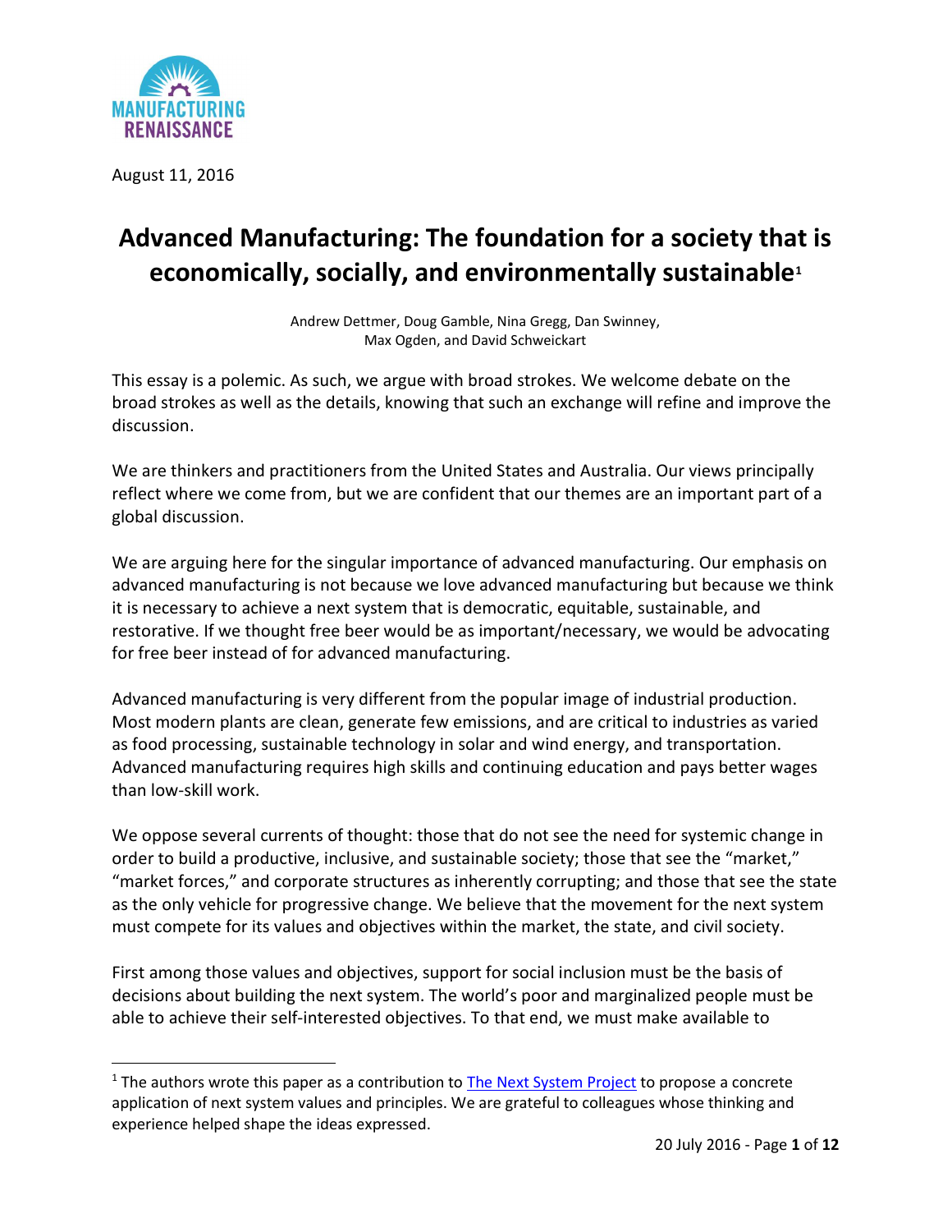August 11, 2016

# Advanced Manufacturing: The foundation for a society that is economically, socially, and environmentally sustainable[1]

Andrew Dettmer, Doug Gamble, Nina Gregg, Dan Swinney, Max Ogden, and David Schweickart

This essay is a polemic. As such, we argue with broad strokes. We welcome debate on the broad strokes as well as the details, knowing that such an exchange will refine and improve the discussion.

We are thinkers and practitioners from the United States and Australia. Our views principally reflect where we come from, but we are confident that our themes are an important part of a global discussion.

We are arguing here for the singular importance of advanced manufacturing. Our emphasis on advanced manufacturing is not because we love advanced manufacturing but because we think it is necessary to achieve a next system that is democratic, equitable, sustainable, and restorative. If we thought free beer would be as important/necessary, we would be advocating for free beer instead of for advanced manufacturing.

Advanced manufacturing is very different from the popular image of industrial production. Most modern plants are clean, generate few emissions, and are critical to industries as varied as food processing, sustainable technology in solar and wind energy, and transportation. Advanced manufacturing requires high skills and continuing education and pays better wages than low-skill work.

We oppose several currents of thought: those that do not see the need for systemic change in order to build a productive, inclusive, and sustainable society; those that see the "market," "market forces," and corporate structures as inherently corrupting; and those that see the state as the only vehicle for progressive change. We believe that the movement for the next system must compete for its values and objectives within the market, the state, and civil society.

First among those values and objectives, support for social inclusion must be the basis of decisions about building the next system. The world's poor and marginalized people must be able to achieve their self-interested objectives. To that end, we must make available to

---

[1] The authors wrote this paper as a contribution to The Next System Project to propose a concrete application of next system values and principles. We are grateful to colleagues whose thinking and experience helped shape the ideas expressed.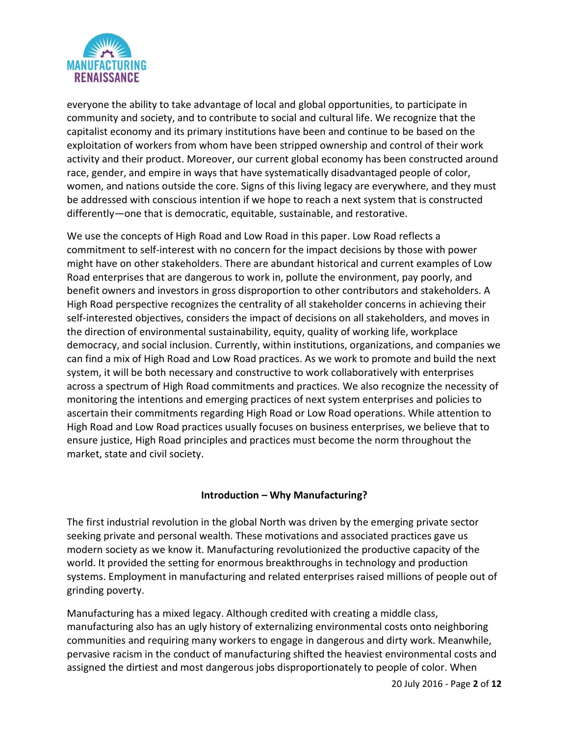everyone the ability to take advantage of local and global opportunities, to participate in community and society, and to contribute to social and cultural life. We recognize that the capitalist economy and its primary institutions have been and continue to be based on the exploitation of workers from whom have been stripped ownership and control of their work activity and their product. Moreover, our current global economy has been constructed around race, gender, and empire in ways that have systematically disadvantaged people of color, women, and nations outside the core. Signs of this living legacy are everywhere, and they must be addressed with conscious intention if we hope to reach a next system that is constructed differently—one that is democratic, equitable, sustainable, and restorative.

We use the concepts of High Road and Low Road in this paper. Low Road reflects a commitment to self-interest with no concern for the impact decisions by those with power might have on other stakeholders. There are abundant historical and current examples of Low Road enterprises that are dangerous to work in, pollute the environment, pay poorly, and benefit owners and investors in gross disproportion to other contributors and stakeholders. A High Road perspective recognizes the centrality of all stakeholder concerns in achieving their self-interested objectives, considers the impact of decisions on all stakeholders, and moves in the direction of environmental sustainability, equity, quality of working life, workplace democracy, and social inclusion. Currently, within institutions, organizations, and companies we can find a mix of High Road and Low Road practices. As we work to promote and build the next system, it will be both necessary and constructive to work collaboratively with enterprises across a spectrum of High Road commitments and practices. We also recognize the necessity of monitoring the intentions and emerging practices of next system enterprises and policies to ascertain their commitments regarding High Road or Low Road operations. While attention to High Road and Low Road practices usually focuses on business enterprises, we believe that to ensure justice, High Road principles and practices must become the norm throughout the market, state and civil society.

## Introduction – Why Manufacturing?

The first industrial revolution in the global North was driven by the emerging private sector seeking private and personal wealth. These motivations and associated practices gave us modern society as we know it. Manufacturing revolutionized the productive capacity of the world. It provided the setting for enormous breakthroughs in technology and production systems. Employment in manufacturing and related enterprises raised millions of people out of grinding poverty.

Manufacturing has a mixed legacy. Although credited with creating a middle class, manufacturing also has an ugly history of externalizing environmental costs onto neighboring communities and requiring many workers to engage in dangerous and dirty work. Meanwhile, pervasive racism in the conduct of manufacturing shifted the heaviest environmental costs and assigned the dirtiest and most dangerous jobs disproportionately to people of color. When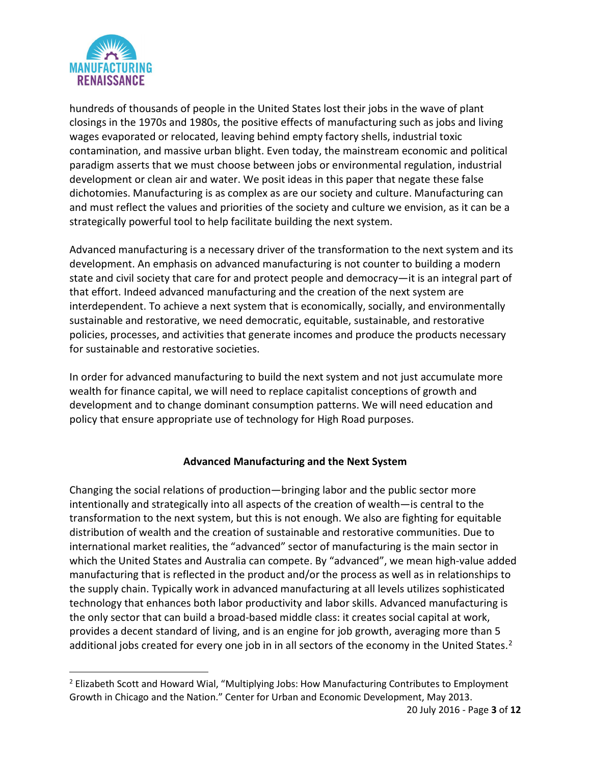hundreds of thousands of people in the United States lost their jobs in the wave of plant closings in the 1970s and 1980s, the positive effects of manufacturing such as jobs and living wages evaporated or relocated, leaving behind empty factory shells, industrial toxic contamination, and massive urban blight. Even today, the mainstream economic and political paradigm asserts that we must choose between jobs or environmental regulation, industrial development or clean air and water. We posit ideas in this paper that negate these false dichotomies. Manufacturing is as complex as are our society and culture. Manufacturing can and must reflect the values and priorities of the society and culture we envision, as it can be a strategically powerful tool to help facilitate building the next system.

Advanced manufacturing is a necessary driver of the transformation to the next system and its development. An emphasis on advanced manufacturing is not counter to building a modern state and civil society that care for and protect people and democracy—it is an integral part of that effort. Indeed advanced manufacturing and the creation of the next system are interdependent. To achieve a next system that is economically, socially, and environmentally sustainable and restorative, we need democratic, equitable, sustainable, and restorative policies, processes, and activities that generate incomes and produce the products necessary for sustainable and restorative societies.

In order for advanced manufacturing to build the next system and not just accumulate more wealth for finance capital, we will need to replace capitalist conceptions of growth and development and to change dominant consumption patterns. We will need education and policy that ensure appropriate use of technology for High Road purposes.

## Advanced Manufacturing and the Next System

Changing the social relations of production—bringing labor and the public sector more intentionally and strategically into all aspects of the creation of wealth—is central to the transformation to the next system, but this is not enough. We also are fighting for equitable distribution of wealth and the creation of sustainable and restorative communities. Due to international market realities, the "advanced" sector of manufacturing is the main sector in which the United States and Australia can compete. By "advanced", we mean high-value added manufacturing that is reflected in the product and/or the process as well as in relationships to the supply chain. Typically work in advanced manufacturing at all levels utilizes sophisticated technology that enhances both labor productivity and labor skills. Advanced manufacturing is the only sector that can build a broad-based middle class: it creates social capital at work, provides a decent standard of living, and is an engine for job growth, averaging more than 5 additional jobs created for every one job in in all sectors of the economy in the United States.[2]

---

[2] Elizabeth Scott and Howard Wial, "Multiplying Jobs: How Manufacturing Contributes to Employment Growth in Chicago and the Nation." Center for Urban and Economic Development, May 2013.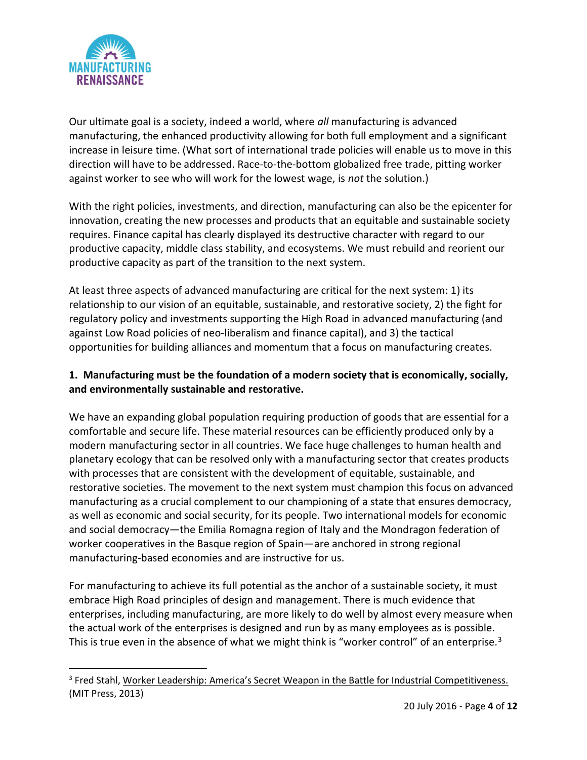Our ultimate goal is a society, indeed a world, where *all* manufacturing is advanced manufacturing, the enhanced productivity allowing for both full employment and a significant increase in leisure time. (What sort of international trade policies will enable us to move in this direction will have to be addressed. Race-to-the-bottom globalized free trade, pitting worker against worker to see who will work for the lowest wage, is *not* the solution.)

With the right policies, investments, and direction, manufacturing can also be the epicenter for innovation, creating the new processes and products that an equitable and sustainable society requires. Finance capital has clearly displayed its destructive character with regard to our productive capacity, middle class stability, and ecosystems. We must rebuild and reorient our productive capacity as part of the transition to the next system.

At least three aspects of advanced manufacturing are critical for the next system: 1) its relationship to our vision of an equitable, sustainable, and restorative society, 2) the fight for regulatory policy and investments supporting the High Road in advanced manufacturing (and against Low Road policies of neo-liberalism and finance capital), and 3) the tactical opportunities for building alliances and momentum that a focus on manufacturing creates.

## 1. Manufacturing must be the foundation of a modern society that is economically, socially, and environmentally sustainable and restorative.

We have an expanding global population requiring production of goods that are essential for a comfortable and secure life. These material resources can be efficiently produced only by a modern manufacturing sector in all countries. We face huge challenges to human health and planetary ecology that can be resolved only with a manufacturing sector that creates products with processes that are consistent with the development of equitable, sustainable, and restorative societies. The movement to the next system must champion this focus on advanced manufacturing as a crucial complement to our championing of a state that ensures democracy, as well as economic and social security, for its people. Two international models for economic and social democracy—the Emilia Romagna region of Italy and the Mondragon federation of worker cooperatives in the Basque region of Spain—are anchored in strong regional manufacturing-based economies and are instructive for us.

For manufacturing to achieve its full potential as the anchor of a sustainable society, it must embrace High Road principles of design and management. There is much evidence that enterprises, including manufacturing, are more likely to do well by almost every measure when the actual work of the enterprises is designed and run by as many employees as is possible. This is true even in the absence of what we might think is "worker control" of an enterprise.[3]

[3] Fred Stahl, Worker Leadership: America's Secret Weapon in the Battle for Industrial Competitiveness. (MIT Press, 2013)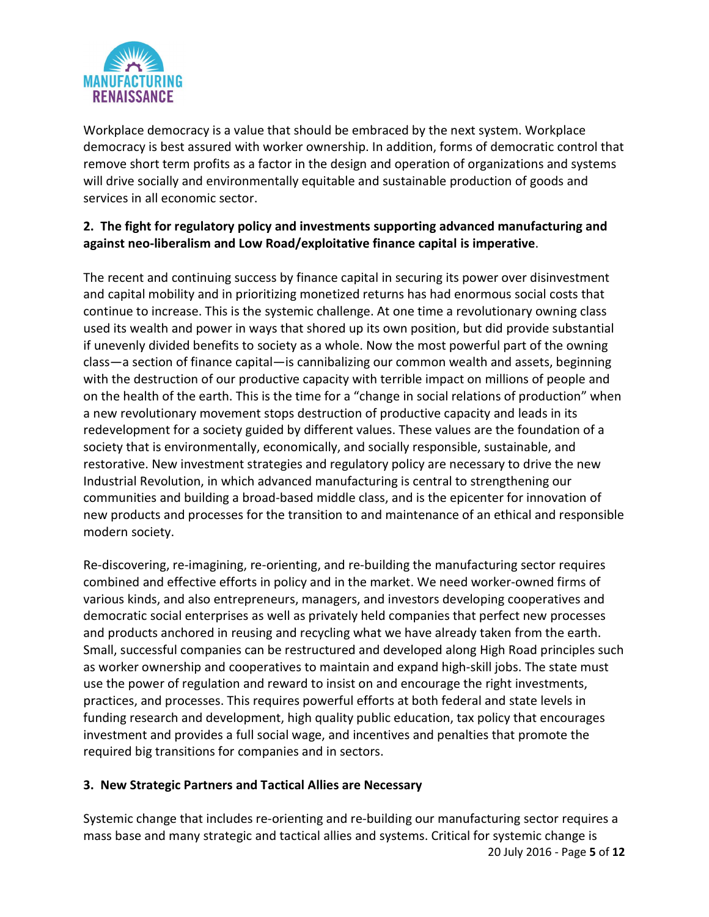Workplace democracy is a value that should be embraced by the next system. Workplace democracy is best assured with worker ownership. In addition, forms of democratic control that remove short term profits as a factor in the design and operation of organizations and systems will drive socially and environmentally equitable and sustainable production of goods and services in all economic sector.

**2. The fight for regulatory policy and investments supporting advanced manufacturing and against neo-liberalism and Low Road/exploitative finance capital is imperative**.

The recent and continuing success by finance capital in securing its power over disinvestment and capital mobility and in prioritizing monetized returns has had enormous social costs that continue to increase. This is the systemic challenge. At one time a revolutionary owning class used its wealth and power in ways that shored up its own position, but did provide substantial if unevenly divided benefits to society as a whole. Now the most powerful part of the owning class—a section of finance capital—is cannibalizing our common wealth and assets, beginning with the destruction of our productive capacity with terrible impact on millions of people and on the health of the earth. This is the time for a "change in social relations of production" when a new revolutionary movement stops destruction of productive capacity and leads in its redevelopment for a society guided by different values. These values are the foundation of a society that is environmentally, economically, and socially responsible, sustainable, and restorative. New investment strategies and regulatory policy are necessary to drive the new Industrial Revolution, in which advanced manufacturing is central to strengthening our communities and building a broad-based middle class, and is the epicenter for innovation of new products and processes for the transition to and maintenance of an ethical and responsible modern society.

Re-discovering, re-imagining, re-orienting, and re-building the manufacturing sector requires combined and effective efforts in policy and in the market. We need worker-owned firms of various kinds, and also entrepreneurs, managers, and investors developing cooperatives and democratic social enterprises as well as privately held companies that perfect new processes and products anchored in reusing and recycling what we have already taken from the earth. Small, successful companies can be restructured and developed along High Road principles such as worker ownership and cooperatives to maintain and expand high-skill jobs. The state must use the power of regulation and reward to insist on and encourage the right investments, practices, and processes. This requires powerful efforts at both federal and state levels in funding research and development, high quality public education, tax policy that encourages investment and provides a full social wage, and incentives and penalties that promote the required big transitions for companies and in sectors.

**3. New Strategic Partners and Tactical Allies are Necessary**

Systemic change that includes re-orienting and re-building our manufacturing sector requires a mass base and many strategic and tactical allies and systems. Critical for systemic change is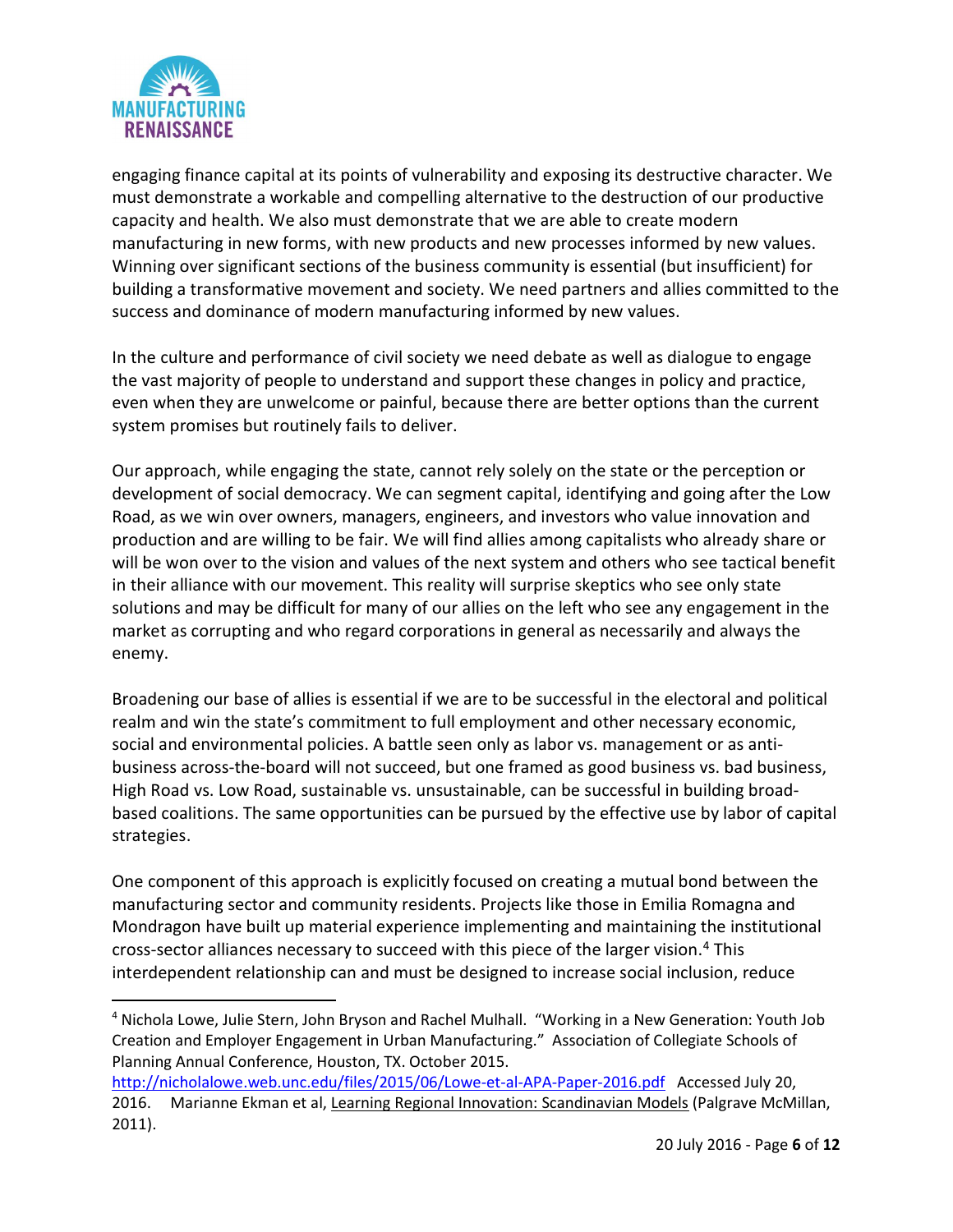engaging finance capital at its points of vulnerability and exposing its destructive character. We must demonstrate a workable and compelling alternative to the destruction of our productive capacity and health. We also must demonstrate that we are able to create modern manufacturing in new forms, with new products and new processes informed by new values. Winning over significant sections of the business community is essential (but insufficient) for building a transformative movement and society. We need partners and allies committed to the success and dominance of modern manufacturing informed by new values.

In the culture and performance of civil society we need debate as well as dialogue to engage the vast majority of people to understand and support these changes in policy and practice, even when they are unwelcome or painful, because there are better options than the current system promises but routinely fails to deliver.

Our approach, while engaging the state, cannot rely solely on the state or the perception or development of social democracy. We can segment capital, identifying and going after the Low Road, as we win over owners, managers, engineers, and investors who value innovation and production and are willing to be fair. We will find allies among capitalists who already share or will be won over to the vision and values of the next system and others who see tactical benefit in their alliance with our movement. This reality will surprise skeptics who see only state solutions and may be difficult for many of our allies on the left who see any engagement in the market as corrupting and who regard corporations in general as necessarily and always the enemy.

Broadening our base of allies is essential if we are to be successful in the electoral and political realm and win the state's commitment to full employment and other necessary economic, social and environmental policies. A battle seen only as labor vs. management or as anti-business across-the-board will not succeed, but one framed as good business vs. bad business, High Road vs. Low Road, sustainable vs. unsustainable, can be successful in building broad-based coalitions. The same opportunities can be pursued by the effective use by labor of capital strategies.

One component of this approach is explicitly focused on creating a mutual bond between the manufacturing sector and community residents. Projects like those in Emilia Romagna and Mondragon have built up material experience implementing and maintaining the institutional cross-sector alliances necessary to succeed with this piece of the larger vision.[4] This interdependent relationship can and must be designed to increase social inclusion, reduce

---

[4] Nichola Lowe, Julie Stern, John Bryson and Rachel Mulhall. "Working in a New Generation: Youth Job Creation and Employer Engagement in Urban Manufacturing." Association of Collegiate Schools of Planning Annual Conference, Houston, TX. October 2015. http://nicholalowe.web.unc.edu/files/2015/06/Lowe-et-al-APA-Paper-2016.pdf Accessed July 20, 2016. Marianne Ekman et al, Learning Regional Innovation: Scandinavian Models (Palgrave McMillan, 2011).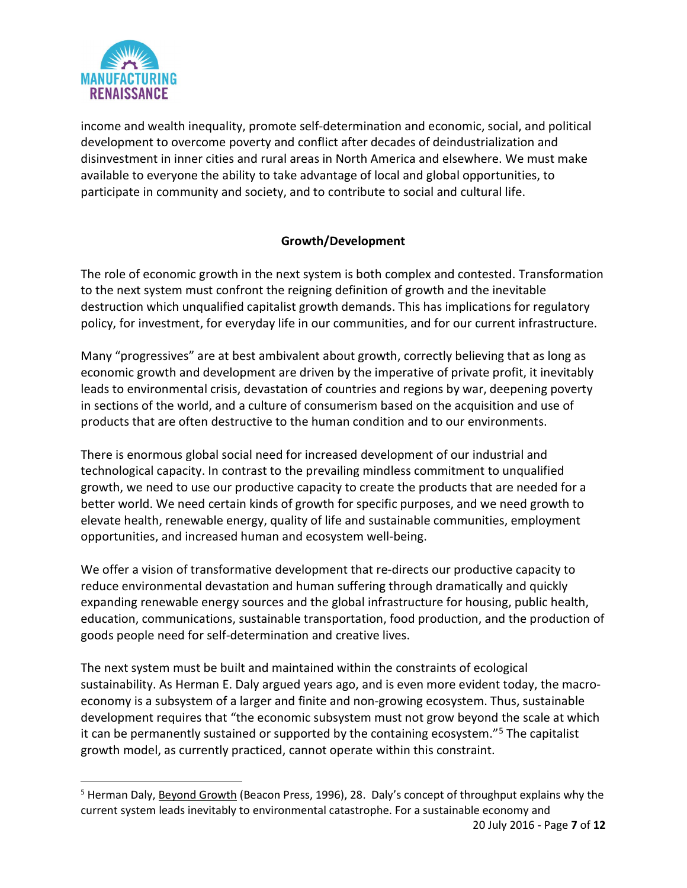income and wealth inequality, promote self-determination and economic, social, and political development to overcome poverty and conflict after decades of deindustrialization and disinvestment in inner cities and rural areas in North America and elsewhere. We must make available to everyone the ability to take advantage of local and global opportunities, to participate in community and society, and to contribute to social and cultural life.

## Growth/Development

The role of economic growth in the next system is both complex and contested. Transformation to the next system must confront the reigning definition of growth and the inevitable destruction which unqualified capitalist growth demands. This has implications for regulatory policy, for investment, for everyday life in our communities, and for our current infrastructure.

Many "progressives" are at best ambivalent about growth, correctly believing that as long as economic growth and development are driven by the imperative of private profit, it inevitably leads to environmental crisis, devastation of countries and regions by war, deepening poverty in sections of the world, and a culture of consumerism based on the acquisition and use of products that are often destructive to the human condition and to our environments.

There is enormous global social need for increased development of our industrial and technological capacity. In contrast to the prevailing mindless commitment to unqualified growth, we need to use our productive capacity to create the products that are needed for a better world. We need certain kinds of growth for specific purposes, and we need growth to elevate health, renewable energy, quality of life and sustainable communities, employment opportunities, and increased human and ecosystem well-being.

We offer a vision of transformative development that re-directs our productive capacity to reduce environmental devastation and human suffering through dramatically and quickly expanding renewable energy sources and the global infrastructure for housing, public health, education, communications, sustainable transportation, food production, and the production of goods people need for self-determination and creative lives.

The next system must be built and maintained within the constraints of ecological sustainability. As Herman E. Daly argued years ago, and is even more evident today, the macro-economy is a subsystem of a larger and finite and non-growing ecosystem. Thus, sustainable development requires that "the economic subsystem must not grow beyond the scale at which it can be permanently sustained or supported by the containing ecosystem."[5] The capitalist growth model, as currently practiced, cannot operate within this constraint.

[5] Herman Daly, Beyond Growth (Beacon Press, 1996), 28. Daly's concept of throughput explains why the current system leads inevitably to environmental catastrophe. For a sustainable economy and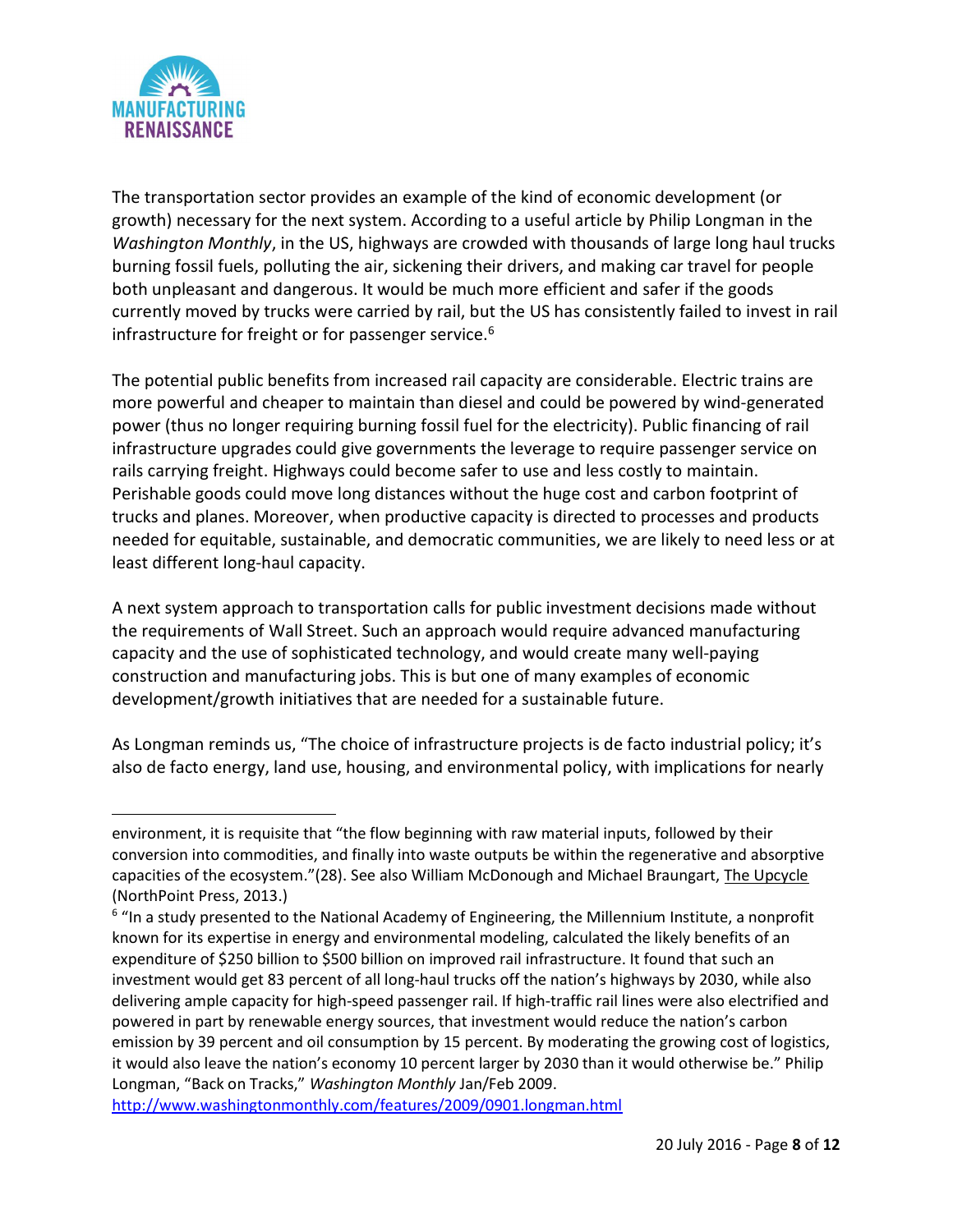The transportation sector provides an example of the kind of economic development (or growth) necessary for the next system. According to a useful article by Philip Longman in the *Washington Monthly*, in the US, highways are crowded with thousands of large long haul trucks burning fossil fuels, polluting the air, sickening their drivers, and making car travel for people both unpleasant and dangerous. It would be much more efficient and safer if the goods currently moved by trucks were carried by rail, but the US has consistently failed to invest in rail infrastructure for freight or for passenger service.[6]

The potential public benefits from increased rail capacity are considerable. Electric trains are more powerful and cheaper to maintain than diesel and could be powered by wind-generated power (thus no longer requiring burning fossil fuel for the electricity). Public financing of rail infrastructure upgrades could give governments the leverage to require passenger service on rails carrying freight. Highways could become safer to use and less costly to maintain. Perishable goods could move long distances without the huge cost and carbon footprint of trucks and planes. Moreover, when productive capacity is directed to processes and products needed for equitable, sustainable, and democratic communities, we are likely to need less or at least different long-haul capacity.

A next system approach to transportation calls for public investment decisions made without the requirements of Wall Street. Such an approach would require advanced manufacturing capacity and the use of sophisticated technology, and would create many well-paying construction and manufacturing jobs. This is but one of many examples of economic development/growth initiatives that are needed for a sustainable future.

As Longman reminds us, "The choice of infrastructure projects is de facto industrial policy; it's also de facto energy, land use, housing, and environmental policy, with implications for nearly

---

environment, it is requisite that "the flow beginning with raw material inputs, followed by their conversion into commodities, and finally into waste outputs be within the regenerative and absorptive capacities of the ecosystem."(28). See also William McDonough and Michael Braungart, The Upcycle (NorthPoint Press, 2013.)

[6] "In a study presented to the National Academy of Engineering, the Millennium Institute, a nonprofit known for its expertise in energy and environmental modeling, calculated the likely benefits of an expenditure of \$250 billion to \$500 billion on improved rail infrastructure. It found that such an investment would get 83 percent of all long-haul trucks off the nation's highways by 2030, while also delivering ample capacity for high-speed passenger rail. If high-traffic rail lines were also electrified and powered in part by renewable energy sources, that investment would reduce the nation's carbon emission by 39 percent and oil consumption by 15 percent. By moderating the growing cost of logistics, it would also leave the nation's economy 10 percent larger by 2030 than it would otherwise be." Philip Longman, "Back on Tracks," *Washington Monthly* Jan/Feb 2009. http://www.washingtonmonthly.com/features/2009/0901.longman.html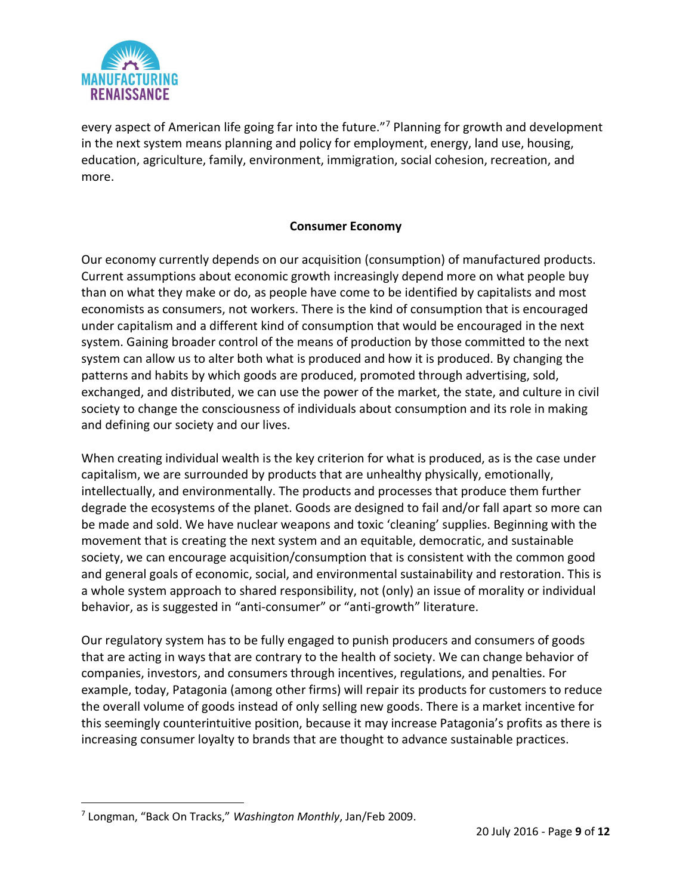every aspect of American life going far into the future."[7] Planning for growth and development in the next system means planning and policy for employment, energy, land use, housing, education, agriculture, family, environment, immigration, social cohesion, recreation, and more.

## Consumer Economy

Our economy currently depends on our acquisition (consumption) of manufactured products. Current assumptions about economic growth increasingly depend more on what people buy than on what they make or do, as people have come to be identified by capitalists and most economists as consumers, not workers. There is the kind of consumption that is encouraged under capitalism and a different kind of consumption that would be encouraged in the next system. Gaining broader control of the means of production by those committed to the next system can allow us to alter both what is produced and how it is produced. By changing the patterns and habits by which goods are produced, promoted through advertising, sold, exchanged, and distributed, we can use the power of the market, the state, and culture in civil society to change the consciousness of individuals about consumption and its role in making and defining our society and our lives.

When creating individual wealth is the key criterion for what is produced, as is the case under capitalism, we are surrounded by products that are unhealthy physically, emotionally, intellectually, and environmentally. The products and processes that produce them further degrade the ecosystems of the planet. Goods are designed to fail and/or fall apart so more can be made and sold. We have nuclear weapons and toxic 'cleaning' supplies. Beginning with the movement that is creating the next system and an equitable, democratic, and sustainable society, we can encourage acquisition/consumption that is consistent with the common good and general goals of economic, social, and environmental sustainability and restoration. This is a whole system approach to shared responsibility, not (only) an issue of morality or individual behavior, as is suggested in "anti-consumer" or "anti-growth" literature.

Our regulatory system has to be fully engaged to punish producers and consumers of goods that are acting in ways that are contrary to the health of society. We can change behavior of companies, investors, and consumers through incentives, regulations, and penalties. For example, today, Patagonia (among other firms) will repair its products for customers to reduce the overall volume of goods instead of only selling new goods. There is a market incentive for this seemingly counterintuitive position, because it may increase Patagonia's profits as there is increasing consumer loyalty to brands that are thought to advance sustainable practices.

---

[7] Longman, "Back On Tracks," *Washington Monthly*, Jan/Feb 2009.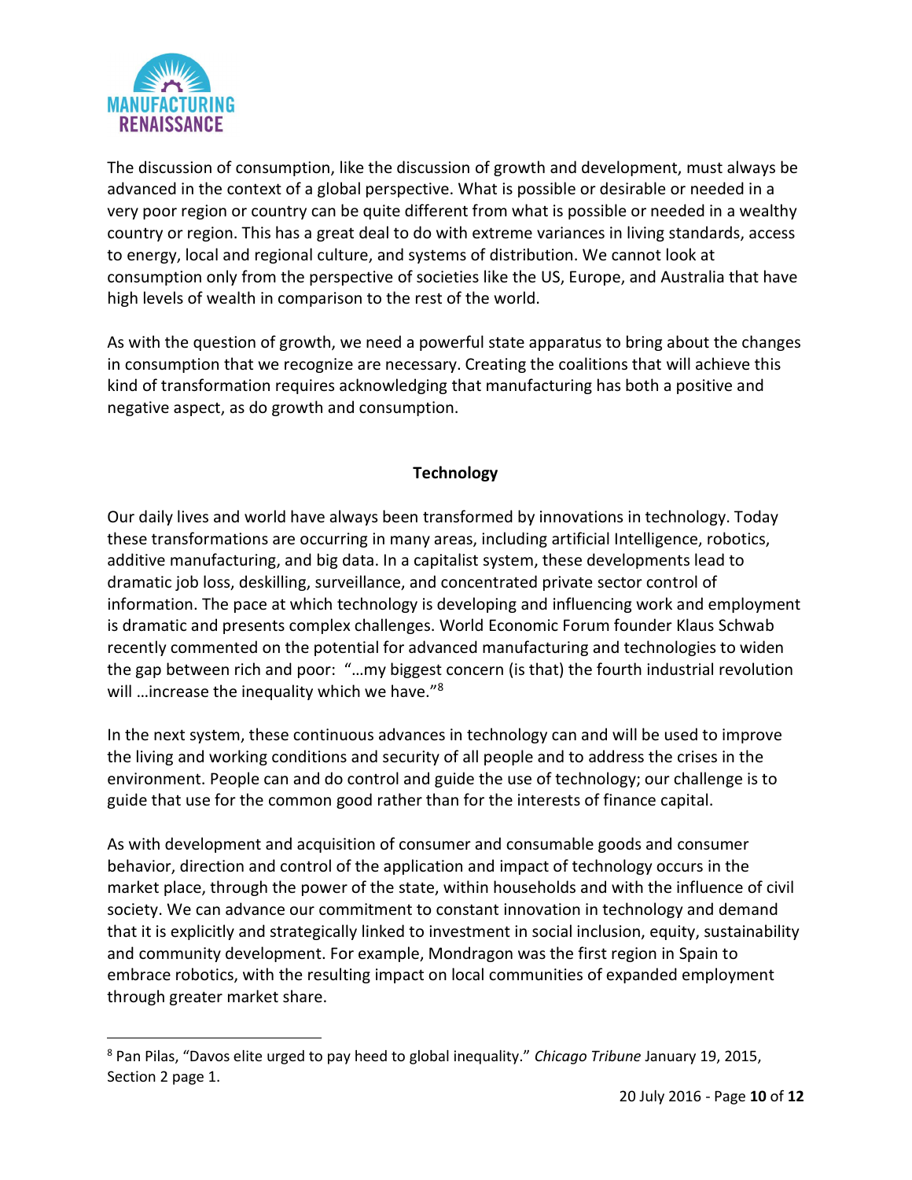The discussion of consumption, like the discussion of growth and development, must always be advanced in the context of a global perspective. What is possible or desirable or needed in a very poor region or country can be quite different from what is possible or needed in a wealthy country or region. This has a great deal to do with extreme variances in living standards, access to energy, local and regional culture, and systems of distribution. We cannot look at consumption only from the perspective of societies like the US, Europe, and Australia that have high levels of wealth in comparison to the rest of the world.

As with the question of growth, we need a powerful state apparatus to bring about the changes in consumption that we recognize are necessary. Creating the coalitions that will achieve this kind of transformation requires acknowledging that manufacturing has both a positive and negative aspect, as do growth and consumption.

## Technology

Our daily lives and world have always been transformed by innovations in technology. Today these transformations are occurring in many areas, including artificial Intelligence, robotics, additive manufacturing, and big data. In a capitalist system, these developments lead to dramatic job loss, deskilling, surveillance, and concentrated private sector control of information. The pace at which technology is developing and influencing work and employment is dramatic and presents complex challenges. World Economic Forum founder Klaus Schwab recently commented on the potential for advanced manufacturing and technologies to widen the gap between rich and poor: "…my biggest concern (is that) the fourth industrial revolution will …increase the inequality which we have."[8]

In the next system, these continuous advances in technology can and will be used to improve the living and working conditions and security of all people and to address the crises in the environment. People can and do control and guide the use of technology; our challenge is to guide that use for the common good rather than for the interests of finance capital.

As with development and acquisition of consumer and consumable goods and consumer behavior, direction and control of the application and impact of technology occurs in the market place, through the power of the state, within households and with the influence of civil society. We can advance our commitment to constant innovation in technology and demand that it is explicitly and strategically linked to investment in social inclusion, equity, sustainability and community development. For example, Mondragon was the first region in Spain to embrace robotics, with the resulting impact on local communities of expanded employment through greater market share.

---

[8] Pan Pilas, "Davos elite urged to pay heed to global inequality." *Chicago Tribune* January 19, 2015, Section 2 page 1.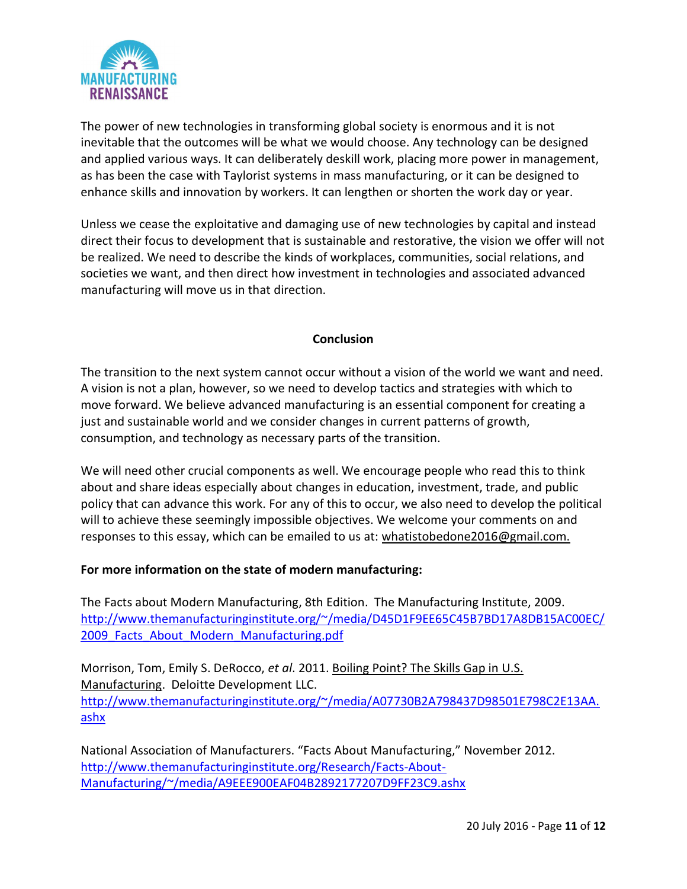The power of new technologies in transforming global society is enormous and it is not inevitable that the outcomes will be what we would choose. Any technology can be designed and applied various ways. It can deliberately deskill work, placing more power in management, as has been the case with Taylorist systems in mass manufacturing, or it can be designed to enhance skills and innovation by workers. It can lengthen or shorten the work day or year.

Unless we cease the exploitative and damaging use of new technologies by capital and instead direct their focus to development that is sustainable and restorative, the vision we offer will not be realized. We need to describe the kinds of workplaces, communities, social relations, and societies we want, and then direct how investment in technologies and associated advanced manufacturing will move us in that direction.

## Conclusion

The transition to the next system cannot occur without a vision of the world we want and need. A vision is not a plan, however, so we need to develop tactics and strategies with which to move forward. We believe advanced manufacturing is an essential component for creating a just and sustainable world and we consider changes in current patterns of growth, consumption, and technology as necessary parts of the transition.

We will need other crucial components as well. We encourage people who read this to think about and share ideas especially about changes in education, investment, trade, and public policy that can advance this work. For any of this to occur, we also need to develop the political will to achieve these seemingly impossible objectives. We welcome your comments on and responses to this essay, which can be emailed to us at: whatistobedone2016@gmail.com.

**For more information on the state of modern manufacturing:**

The Facts about Modern Manufacturing, 8th Edition. The Manufacturing Institute, 2009. http://www.themanufacturinginstitute.org/~/media/D45D1F9EE65C45B7BD17A8DB15AC00EC/2009_Facts_About_Modern_Manufacturing.pdf

Morrison, Tom, Emily S. DeRocco, *et al*. 2011. Boiling Point? The Skills Gap in U.S. Manufacturing. Deloitte Development LLC. http://www.themanufacturinginstitute.org/~/media/A07730B2A798437D98501E798C2E13AA.ashx

National Association of Manufacturers. "Facts About Manufacturing," November 2012. http://www.themanufacturinginstitute.org/Research/Facts-About-Manufacturing/~/media/A9EEE900EAF04B2892177207D9FF23C9.ashx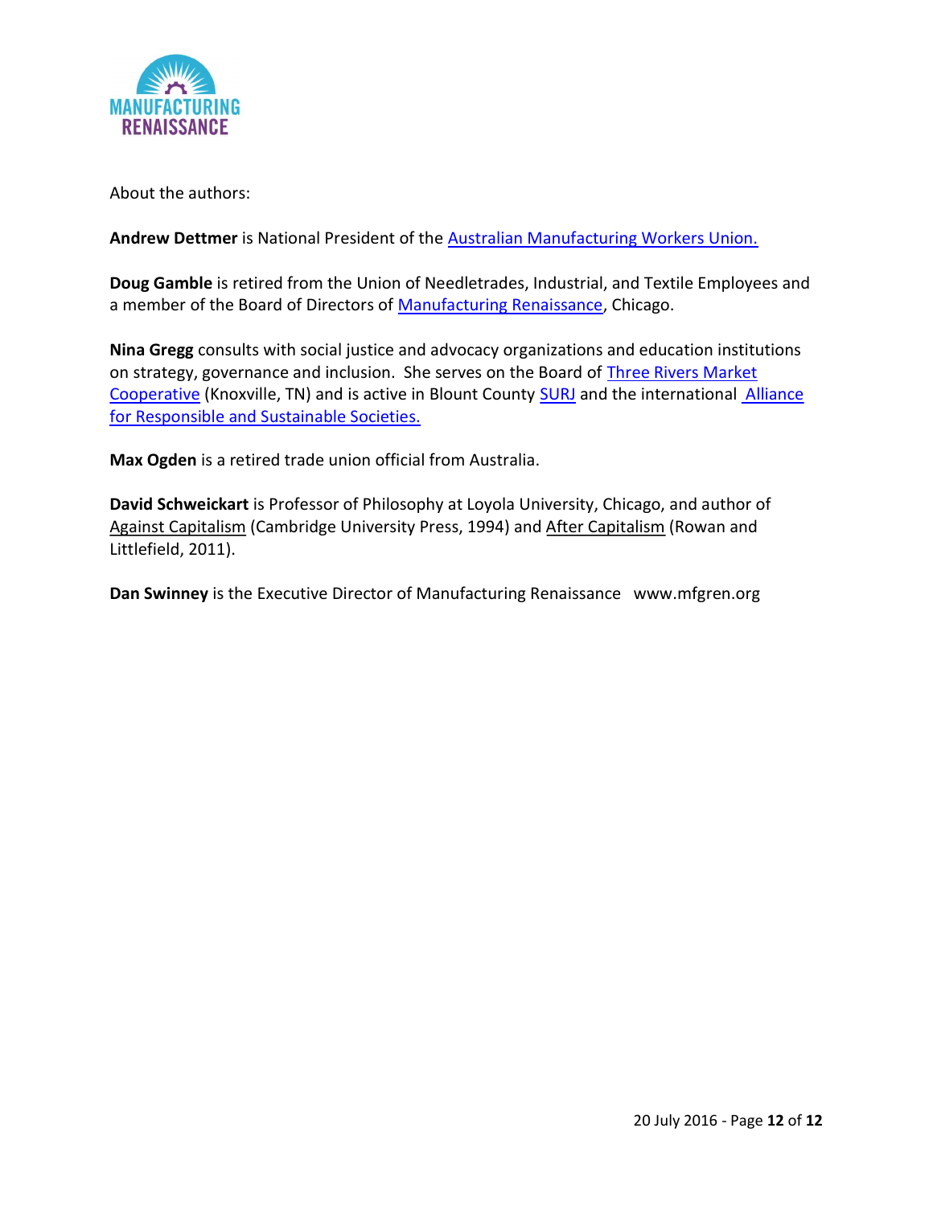About the authors:

**Andrew Dettmer** is National President of the Australian Manufacturing Workers Union.

**Doug Gamble** is retired from the Union of Needletrades, Industrial, and Textile Employees and a member of the Board of Directors of Manufacturing Renaissance, Chicago.

**Nina Gregg** consults with social justice and advocacy organizations and education institutions on strategy, governance and inclusion. She serves on the Board of Three Rivers Market Cooperative (Knoxville, TN) and is active in Blount County SURJ and the international Alliance for Responsible and Sustainable Societies.

**Max Ogden** is a retired trade union official from Australia.

**David Schweickart** is Professor of Philosophy at Loyola University, Chicago, and author of Against Capitalism (Cambridge University Press, 1994) and After Capitalism (Rowan and Littlefield, 2011).

**Dan Swinney** is the Executive Director of Manufacturing Renaissance www.mfgren.org